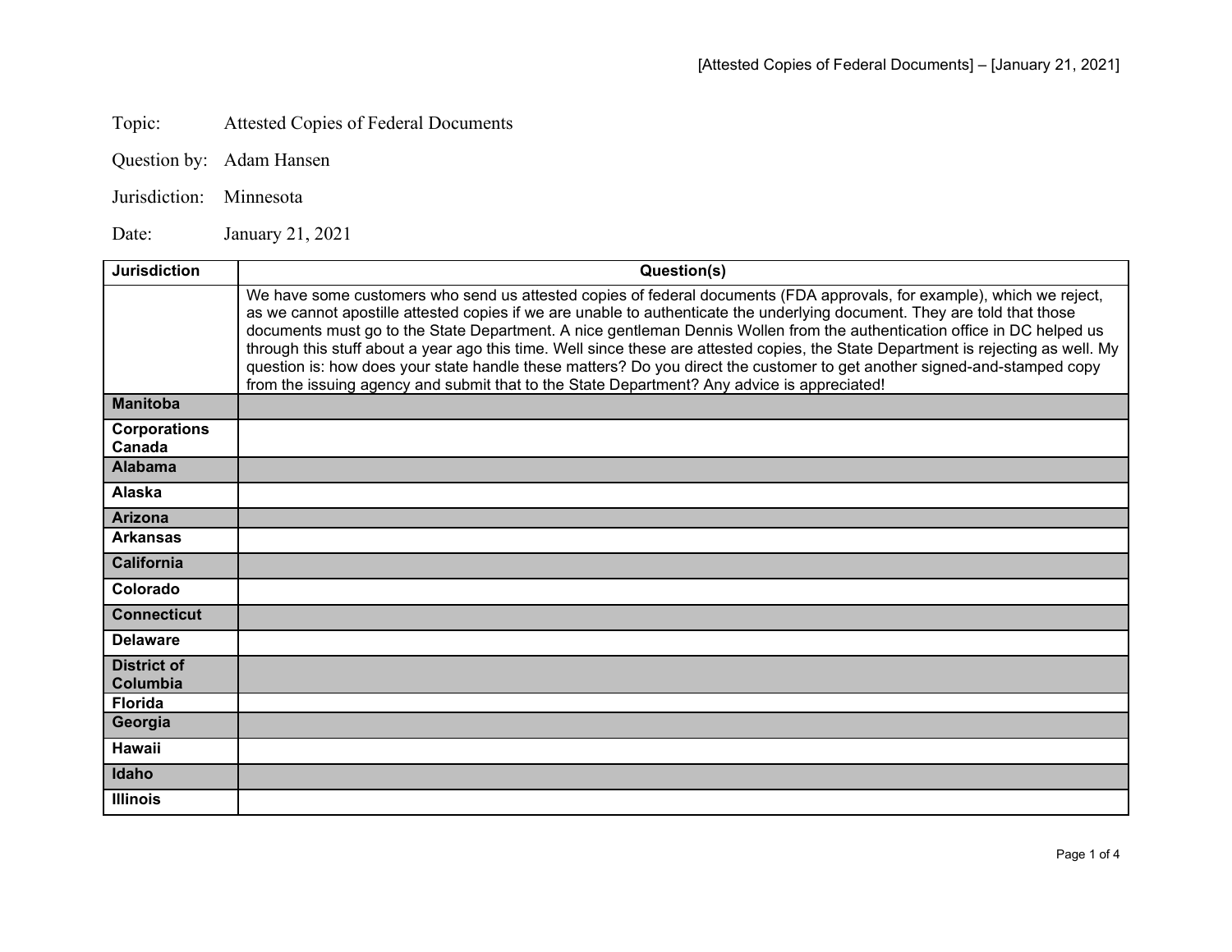Topic: Attested Copies of Federal Documents

Question by: Adam Hansen

Jurisdiction: Minnesota

Date: January 21, 2021

| Jurisdiction | Question(s) |
|---|---|
| | We have some customers who send us attested copies of federal documents (FDA approvals, for example), which we reject, as we cannot apostille attested copies if we are unable to authenticate the underlying document. They are told that those documents must go to the State Department. A nice gentleman Dennis Wollen from the authentication office in DC helped us through this stuff about a year ago this time. Well since these are attested copies, the State Department is rejecting as well. My question is: how does your state handle these matters? Do you direct the customer to get another signed-and-stamped copy from the issuing agency and submit that to the State Department? Any advice is appreciated! |
| **Manitoba** | |
| **Corporations Canada** | |
| **Alabama** | |
| **Alaska** | |
| **Arizona** | |
| **Arkansas** | |
| **California** | |
| **Colorado** | |
| **Connecticut** | |
| **Delaware** | |
| **District of Columbia** | |
| **Florida** | |
| **Georgia** | |
| **Hawaii** | |
| **Idaho** | |
| **Illinois** | |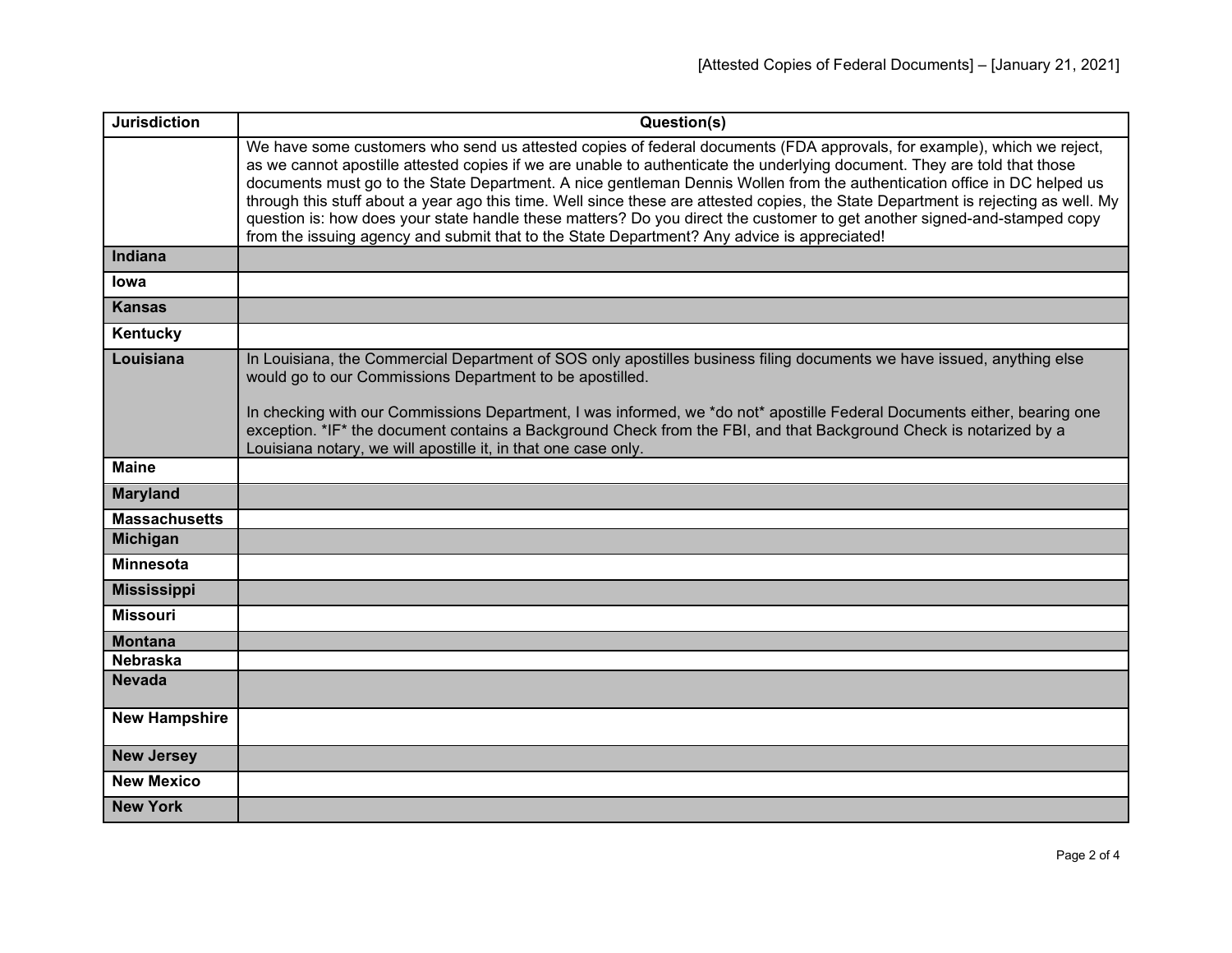| Jurisdiction | Question(s) |
| --- | --- |
| | We have some customers who send us attested copies of federal documents (FDA approvals, for example), which we reject, as we cannot apostille attested copies if we are unable to authenticate the underlying document. They are told that those documents must go to the State Department. A nice gentleman Dennis Wollen from the authentication office in DC helped us through this stuff about a year ago this time. Well since these are attested copies, the State Department is rejecting as well. My question is: how does your state handle these matters? Do you direct the customer to get another signed-and-stamped copy from the issuing agency and submit that to the State Department? Any advice is appreciated! |
| **Indiana** | |
| **Iowa** | |
| **Kansas** | |
| **Kentucky** | |
| **Louisiana** | In Louisiana, the Commercial Department of SOS only apostilles business filing documents we have issued, anything else would go to our Commissions Department to be apostilled.<br><br>In checking with our Commissions Department, I was informed, we *do not* apostille Federal Documents either, bearing one exception. *IF* the document contains a Background Check from the FBI, and that Background Check is notarized by a Louisiana notary, we will apostille it, in that one case only. |
| **Maine** | |
| **Maryland** | |
| **Massachusetts** | |
| **Michigan** | |
| **Minnesota** | |
| **Mississippi** | |
| **Missouri** | |
| **Montana** | |
| **Nebraska** | |
| **Nevada** | |
| **New Hampshire** | |
| **New Jersey** | |
| **New Mexico** | |
| **New York** | |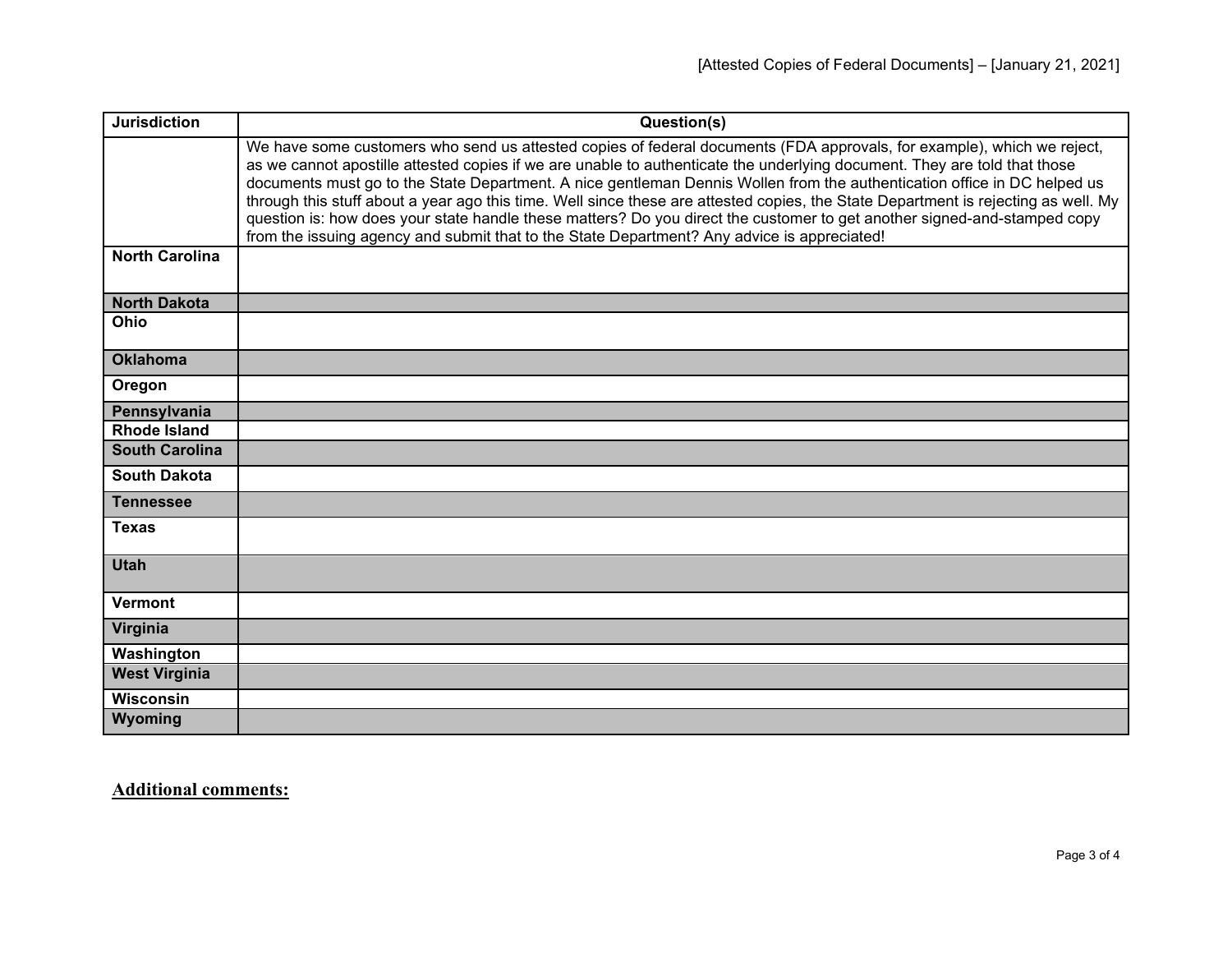| Jurisdiction | Question(s) |
|---|---|
| | We have some customers who send us attested copies of federal documents (FDA approvals, for example), which we reject, as we cannot apostille attested copies if we are unable to authenticate the underlying document. They are told that those documents must go to the State Department. A nice gentleman Dennis Wollen from the authentication office in DC helped us through this stuff about a year ago this time. Well since these are attested copies, the State Department is rejecting as well. My question is: how does your state handle these matters? Do you direct the customer to get another signed-and-stamped copy from the issuing agency and submit that to the State Department? Any advice is appreciated! |
| **North Carolina** | |
| **North Dakota** | |
| **Ohio** | |
| **Oklahoma** | |
| **Oregon** | |
| **Pennsylvania** | |
| **Rhode Island** | |
| **South Carolina** | |
| **South Dakota** | |
| **Tennessee** | |
| **Texas** | |
| **Utah** | |
| **Vermont** | |
| **Virginia** | |
| **Washington** | |
| **West Virginia** | |
| **Wisconsin** | |
| **Wyoming** | |

**Additional comments:**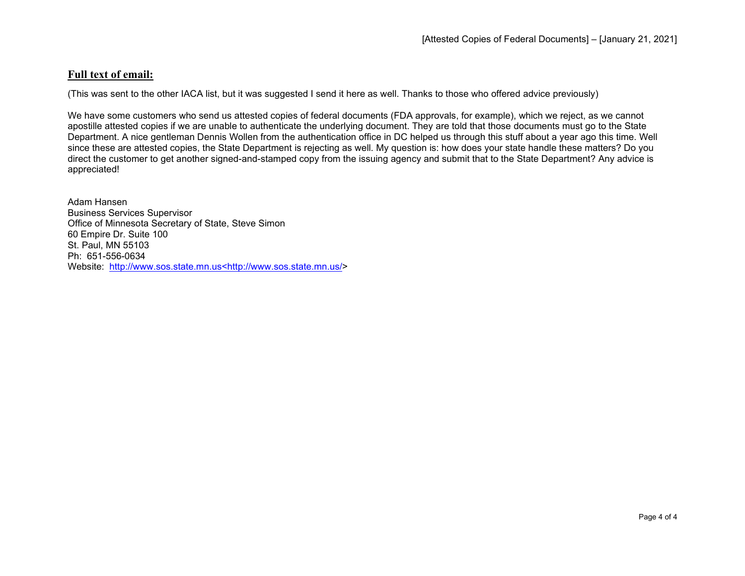## Full text of email:

(This was sent to the other IACA list, but it was suggested I send it here as well. Thanks to those who offered advice previously)

We have some customers who send us attested copies of federal documents (FDA approvals, for example), which we reject, as we cannot apostille attested copies if we are unable to authenticate the underlying document. They are told that those documents must go to the State Department. A nice gentleman Dennis Wollen from the authentication office in DC helped us through this stuff about a year ago this time. Well since these are attested copies, the State Department is rejecting as well. My question is: how does your state handle these matters? Do you direct the customer to get another signed-and-stamped copy from the issuing agency and submit that to the State Department? Any advice is appreciated!

Adam Hansen
Business Services Supervisor
Office of Minnesota Secretary of State, Steve Simon
60 Empire Dr. Suite 100
St. Paul, MN 55103
Ph: 651-556-0634
Website: http://www.sos.state.mn.us<http://www.sos.state.mn.us/>